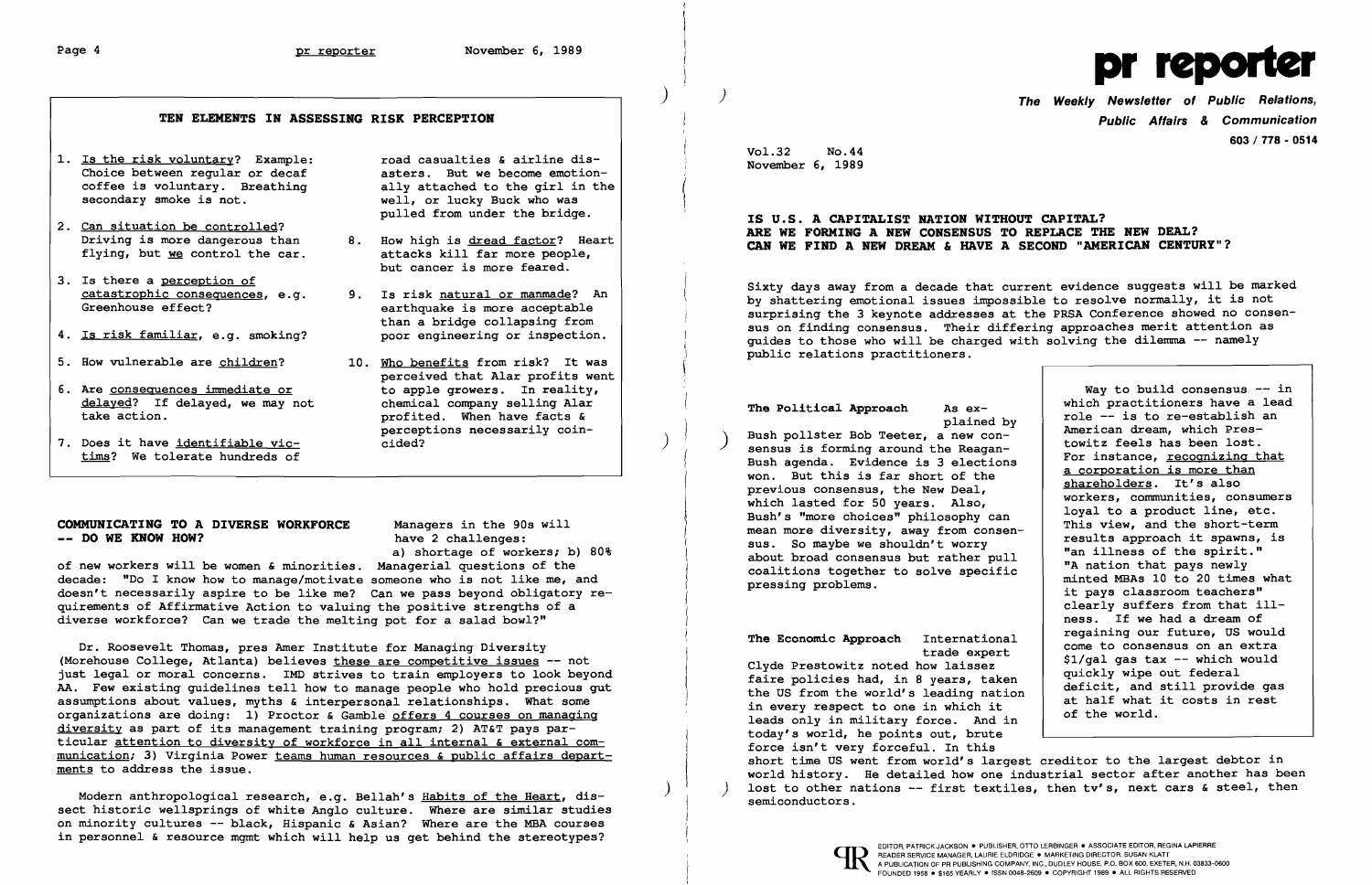## TEN ELEMENTS IN ASSESSING RISK PERCEPTION

1. Is the risk voluntary? Example: Choice between regular or decaf coffee is voluntary. Breathing secondary smoke is not.
2. Can situation be controlled? Driving is more dangerous than flying, but we control the car.
3. Is there a perception of catastrophic consequences, e.g. Greenhouse effect?
4. Is risk familiar, e.g. smoking?
5. How vulnerable are children?
6. Are consequences immediate or delayed? If delayed, we may not take action.
7. Does it have identifiable victims? We tolerate hundreds of road casualties & airline disasters. But we become emotionally attached to the girl in the well, or lucky Buck who was pulled from under the bridge.
8. How high is dread factor? Heart attacks kill far more people, but cancer is more feared.
9. Is risk natural or manmade? An earthquake is more acceptable than a bridge collapsing from poor engineering or inspection.
10. Who benefits from risk? It was perceived that Alar profits went to apple growers. In reality, chemical company selling Alar profited. When have facts & perceptions necessarily coincided?

## COMMUNICATING TO A DIVERSE WORKFORCE -- DO WE KNOW HOW?

Managers in the 90s will have 2 challenges: a) shortage of workers; b) 80% of new workers will be women & minorities. Managerial questions of the decade: "Do I know how to manage/motivate someone who is not like me, and doesn't necessarily aspire to be like me? Can we pass beyond obligatory requirements of Affirmative Action to valuing the positive strengths of a diverse workforce? Can we trade the melting pot for a salad bowl?"

Dr. Roosevelt Thomas, pres Amer Institute for Managing Diversity (Morehouse College, Atlanta) believes these are competitive issues -- not just legal or moral concerns. IMD strives to train employers to look beyond AA. Few existing guidelines tell how to manage people who hold precious gut assumptions about values, myths & interpersonal relationships. What some organizations are doing: 1) Proctor & Gamble offers 4 courses on managing diversity as part of its management training program; 2) AT&T pays particular attention to diversity of workforce in all internal & external communication; 3) Virginia Power teams human resources & public affairs departments to address the issue.

Modern anthropological research, e.g. Bellah's *Habits of the Heart*, dissect historic wellsprings of white Anglo culture. Where are similar studies on minority cultures -- black, Hispanic & Asian? Where are the MBA courses in personnel & resource mgmt which will help us get behind the stereotypes?

# pr reporter

**The Weekly Newsletter of Public Relations, Public Affairs & Communication**

603 / 778 - 0514

Vol.32 No.44
November 6, 1989

## IS U.S. A CAPITALIST NATION WITHOUT CAPITAL? ARE WE FORMING A NEW CONSENSUS TO REPLACE THE NEW DEAL? CAN WE FIND A NEW DREAM & HAVE A SECOND "AMERICAN CENTURY"?

Sixty days away from a decade that current evidence suggests will be marked by shattering emotional issues impossible to resolve normally, it is not surprising the 3 keynote addresses at the PRSA Conference showed no consensus on finding consensus. Their differing approaches merit attention as guides to those who will be charged with solving the dilemma -- namely public relations practitioners.

**The Political Approach** As explained by Bush pollster Bob Teeter, a new consensus is forming around the Reagan-Bush agenda. Evidence is 3 elections won. But this is far short of the previous consensus, the New Deal, which lasted for 50 years. Also, Bush's "more choices" philosophy can mean more diversity, away from consensus. So maybe we shouldn't worry about broad consensus but rather pull coalitions together to solve specific pressing problems.

**The Economic Approach** International trade expert Clyde Prestowitz noted how laissez faire policies had, in 8 years, taken the US from the world's leading nation in every respect to one in which it leads only in military force. And in today's world, he points out, brute force isn't very forceful. In this short time US went from world's largest creditor to the largest debtor in world history. He detailed how one industrial sector after another has been lost to other nations -- first textiles, then tv's, next cars & steel, then semiconductors.

Way to build consensus -- in which practitioners have a lead role -- is to re-establish an American dream, which Prestowitz feels has been lost. For instance, recognizing that a corporation is more than shareholders. It's also workers, communities, consumers loyal to a product line, etc. This view, and the short-term results approach it spawns, is "an illness of the spirit." "A nation that pays newly minted MBAs 10 to 20 times what it pays classroom teachers" clearly suffers from that illness. If we had a dream of regaining our future, US would come to consensus on an extra $1/gal gas tax -- which would quickly wipe out federal deficit, and still provide gas at half what it costs in rest of the world.

EDITOR, PATRICK JACKSON • PUBLISHER, OTTO LERBINGER • ASSOCIATE EDITOR, REGINA LAPIERRE
READER SERVICE MANAGER, LAURIE ELDRIDGE • MARKETING DIRECTOR, SUSAN KLATT
A PUBLICATION OF PR PUBLISHING COMPANY, INC., DUDLEY HOUSE, P.O. BOX 600, EXETER, N.H. 03833-0600
FOUNDED 1958 • $165 YEARLY • ISSN 0048-2609 • COPYRIGHT 1989 • ALL RIGHTS RESERVED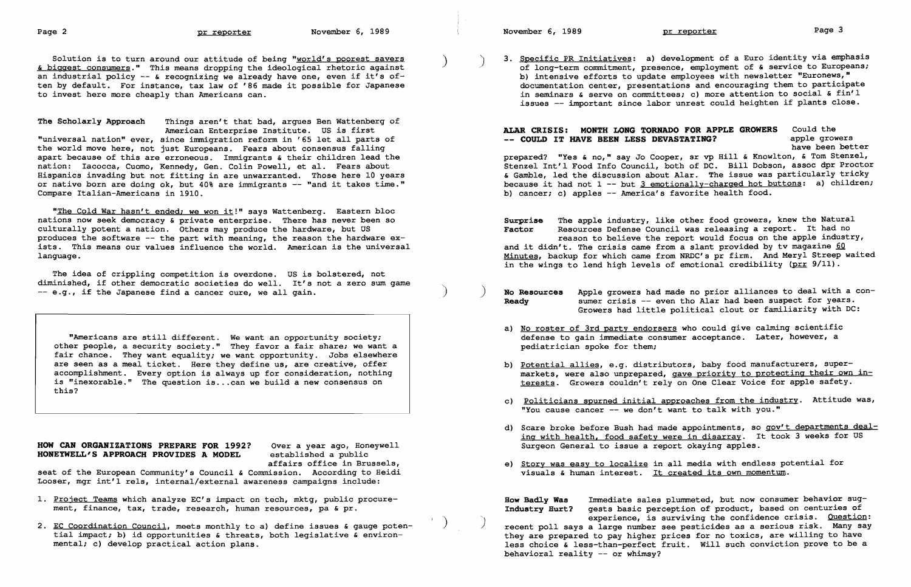Solution is to turn around our attitude of being "world's poorest savers & biggest consumers." This means dropping the ideological rhetoric against an industrial policy -- & recognizing we already have one, even if it's often by default. For instance, tax law of '86 made it possible for Japanese to invest here more cheaply than Americans can.

**The Scholarly Approach** Things aren't that bad, argues Ben Wattenberg of American Enterprise Institute. US is first "universal nation" ever, since immigration reform in '65 let all parts of the world move here, not just Europeans. Fears about consensus falling apart because of this are erroneous. Immigrants & their children lead the nation: Iacocca, Cuomo, Kennedy, Gen. Colin Powell, et al. Fears about Hispanics invading but not fitting in are unwarranted. Those here 10 years or native born are doing ok, but 40% are immigrants -- "and it takes time." Compare Italian-Americans in 1910.

"The Cold War hasn't ended; we won it!" says Wattenberg. Eastern bloc nations now seek democracy & private enterprise. There has never been so culturally potent a nation. Others may produce the hardware, but US produces the software -- the part with meaning, the reason the hardware exists. This means our values influence the world. American is the universal language.

The idea of crippling competition is overdone. US is bolstered, not diminished, if other democratic societies do well. It's not a zero sum game -- e.g., if the Japanese find a cancer cure, we all gain.

> "Americans are still different. We want an opportunity society; other people, a security society." They favor a fair share; we want a fair chance. They want equality; we want opportunity. Jobs elsewhere are seen as a meal ticket. Here they define us, are creative, offer accomplishment. Every option is always up for consideration, nothing is "inexorable." The question is...can we build a new consensus on this?

**HOW CAN ORGANIZATIONS PREPARE FOR 1992? HONEYWELL'S APPROACH PROVIDES A MODEL** Over a year ago, Honeywell established a public affairs office in Brussels, seat of the European Community's Council & Commission. According to Heidi Looser, mgr int'l rels, internal/external awareness campaigns include:

1. Project Teams which analyze EC's impact on tech, mktg, public procurement, finance, tax, trade, research, human resources, pa & pr.
2. EC Coordination Council, meets monthly to a) define issues & gauge potential impact; b) id opportunities & threats, both legislative & environmental; c) develop practical action plans.
3. Specific PR Initiatives: a) development of a Euro identity via emphasis of long-term commitment, presence, employment of & service to Europeans; b) intensive efforts to update employees with newsletter "Euronews," documentation center, presentations and encouraging them to participate in seminars & serve on committees; c) more attention to social & fin'l issues -- important since labor unrest could heighten if plants close.

**ALAR CRISIS: MONTH LONG TORNADO FOR APPLE GROWERS -- COULD IT HAVE BEEN LESS DEVASTATING?** Could the apple growers have been better prepared? "Yes & no," say Jo Cooper, sr vp Hill & Knowlton, & Tom Stenzel, Stenzel Int'l Food Info Council, both of DC. Bill Dobson, assoc dpr Proctor & Gamble, led the discussion about Alar. The issue was particularly tricky because it had not 1 -- but 3 emotionally-charged hot buttons: a) children; b) cancer; c) apples -- America's favorite health food.

**Surprise Factor** The apple industry, like other food growers, knew the Natural Resources Defense Council was releasing a report. It had no reason to believe the report would focus on the apple industry, and it didn't. The crisis came from a slant provided by tv magazine 60 Minutes, backup for which came from NRDC's pr firm. And Meryl Streep waited in the wings to lend high levels of emotional credibility (prr 9/11).

**No Resources Ready** Apple growers had made no prior alliances to deal with a consumer crisis -- even tho Alar had been suspect for years. Growers had little political clout or familiarity with DC:

a) No roster of 3rd party endorsers who could give calming scientific defense to gain immediate consumer acceptance. Later, however, a pediatrician spoke for them;

b) Potential allies, e.g. distributors, baby food manufacturers, supermarkets, were also unprepared, gave priority to protecting their own interests. Growers couldn't rely on One Clear Voice for apple safety.

c) Politicians spurned initial approaches from the industry. Attitude was, "You cause cancer -- we don't want to talk with you."

d) Scare broke before Bush had made appointments, so gov't departments dealing with health, food safety were in disarray. It took 3 weeks for US Surgeon General to issue a report okaying apples.

e) Story was easy to localize in all media with endless potential for visuals & human interest. It created its own momentum.

**How Badly Was Industry Hurt?** Immediate sales plummeted, but now consumer behavior suggests basic perception of product, based on centuries of experience, is surviving the confidence crisis. Question: recent poll says a large number see pesticides as a serious risk. Many say they are prepared to pay higher prices for no toxics, are willing to have less choice & less-than-perfect fruit. Will such conviction prove to be a behavioral reality -- or whimsy?